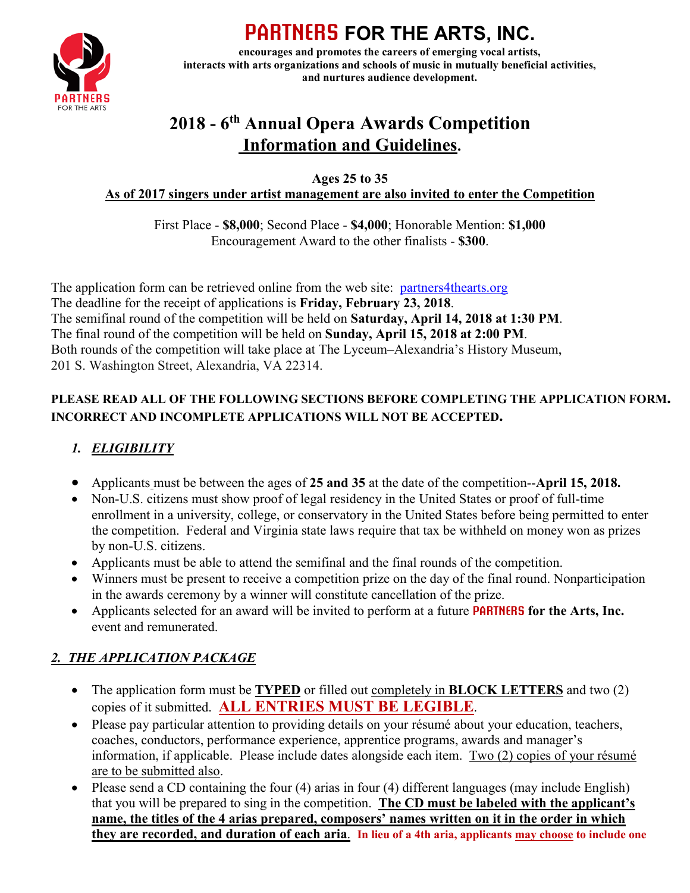# PARTNERS FOR THE ARTS, INC.

**encourages and promotes the careers of emerging vocal artists, interacts with arts organizations and schools of music in mutually beneficial activities, and nurtures audience development.**

## 2018 - 6th Annual Opera Awards Competition Information and Guidelines.

**Ages 25 to 35**
**As of 2017 singers under artist management are also invited to enter the Competition**

First Place - **$8,000**; Second Place - **$4,000**; Honorable Mention: **$1,000**
Encouragement Award to the other finalists - **$300**.

The application form can be retrieved online from the web site: partners4thearts.org
The deadline for the receipt of applications is **Friday, February 23, 2018**.
The semifinal round of the competition will be held on **Saturday, April 14, 2018 at 1:30 PM**.
The final round of the competition will be held on **Sunday, April 15, 2018 at 2:00 PM**.
Both rounds of the competition will take place at The Lyceum–Alexandria's History Museum, 201 S. Washington Street, Alexandria, VA 22314.

**PLEASE READ ALL OF THE FOLLOWING SECTIONS BEFORE COMPLETING THE APPLICATION FORM. INCORRECT AND INCOMPLETE APPLICATIONS WILL NOT BE ACCEPTED.**

### 1. *ELIGIBILITY*

- Applicants must be between the ages of **25 and 35** at the date of the competition--**April 15, 2018.**
- Non-U.S. citizens must show proof of legal residency in the United States or proof of full-time enrollment in a university, college, or conservatory in the United States before being permitted to enter the competition. Federal and Virginia state laws require that tax be withheld on money won as prizes by non-U.S. citizens.
- Applicants must be able to attend the semifinal and the final rounds of the competition.
- Winners must be present to receive a competition prize on the day of the final round. Nonparticipation in the awards ceremony by a winner will constitute cancellation of the prize.
- Applicants selected for an award will be invited to perform at a future **PARTNERS for the Arts, Inc.** event and remunerated.

### 2. *THE APPLICATION PACKAGE*

- The application form must be **TYPED** or filled out completely in **BLOCK LETTERS** and two (2) copies of it submitted. **ALL ENTRIES MUST BE LEGIBLE**.
- Please pay particular attention to providing details on your résumé about your education, teachers, coaches, conductors, performance experience, apprentice programs, awards and manager's information, if applicable. Please include dates alongside each item. Two (2) copies of your résumé are to be submitted also.
- Please send a CD containing the four (4) arias in four (4) different languages (may include English) that you will be prepared to sing in the competition. **The CD must be labeled with the applicant's name, the titles of the 4 arias prepared, composers' names written on it in the order in which they are recorded, and duration of each aria**. **In lieu of a 4th aria, applicants may choose to include one**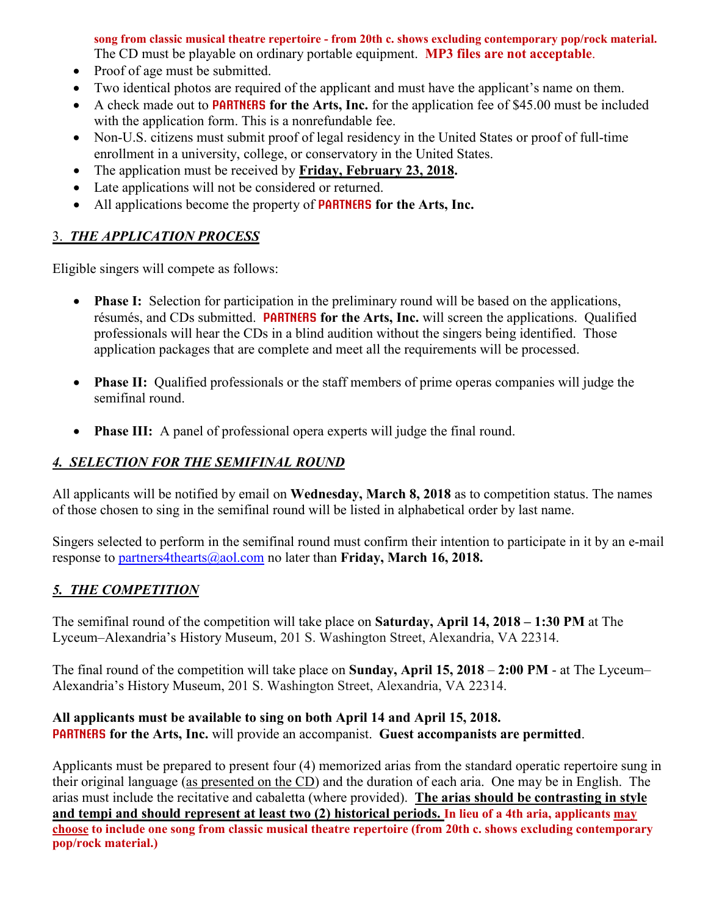**song from classic musical theatre repertoire - from 20th c. shows excluding contemporary pop/rock material.** The CD must be playable on ordinary portable equipment. **MP3 files are not acceptable**.

- Proof of age must be submitted.
- Two identical photos are required of the applicant and must have the applicant's name on them.
- A check made out to **PARTNERS for the Arts, Inc.** for the application fee of $45.00 must be included with the application form. This is a nonrefundable fee.
- Non-U.S. citizens must submit proof of legal residency in the United States or proof of full-time enrollment in a university, college, or conservatory in the United States.
- The application must be received by **Friday, February 23, 2018.**
- Late applications will not be considered or returned.
- All applications become the property of **PARTNERS for the Arts, Inc.**

## 3. *THE APPLICATION PROCESS*

Eligible singers will compete as follows:

- **Phase I:** Selection for participation in the preliminary round will be based on the applications, résumés, and CDs submitted. **PARTNERS for the Arts, Inc.** will screen the applications. Qualified professionals will hear the CDs in a blind audition without the singers being identified. Those application packages that are complete and meet all the requirements will be processed.

- **Phase II:** Qualified professionals or the staff members of prime operas companies will judge the semifinal round.

- **Phase III:** A panel of professional opera experts will judge the final round.

## *4. SELECTION FOR THE SEMIFINAL ROUND*

All applicants will be notified by email on **Wednesday, March 8, 2018** as to competition status. The names of those chosen to sing in the semifinal round will be listed in alphabetical order by last name.

Singers selected to perform in the semifinal round must confirm their intention to participate in it by an e-mail response to partners4thearts@aol.com no later than **Friday, March 16, 2018.**

## *5. THE COMPETITION*

The semifinal round of the competition will take place on **Saturday, April 14, 2018 – 1:30 PM** at The Lyceum–Alexandria's History Museum, 201 S. Washington Street, Alexandria, VA 22314.

The final round of the competition will take place on **Sunday, April 15, 2018** – **2:00 PM** - at The Lyceum–Alexandria's History Museum, 201 S. Washington Street, Alexandria, VA 22314.

**All applicants must be available to sing on both April 14 and April 15, 2018.**
**PARTNERS for the Arts, Inc.** will provide an accompanist. **Guest accompanists are permitted**.

Applicants must be prepared to present four (4) memorized arias from the standard operatic repertoire sung in their original language (as presented on the CD) and the duration of each aria. One may be in English. The arias must include the recitative and cabaletta (where provided). **The arias should be contrasting in style and tempi and should represent at least two (2) historical periods.** **In lieu of a 4th aria, applicants may choose to include one song from classic musical theatre repertoire (from 20th c. shows excluding contemporary pop/rock material.)**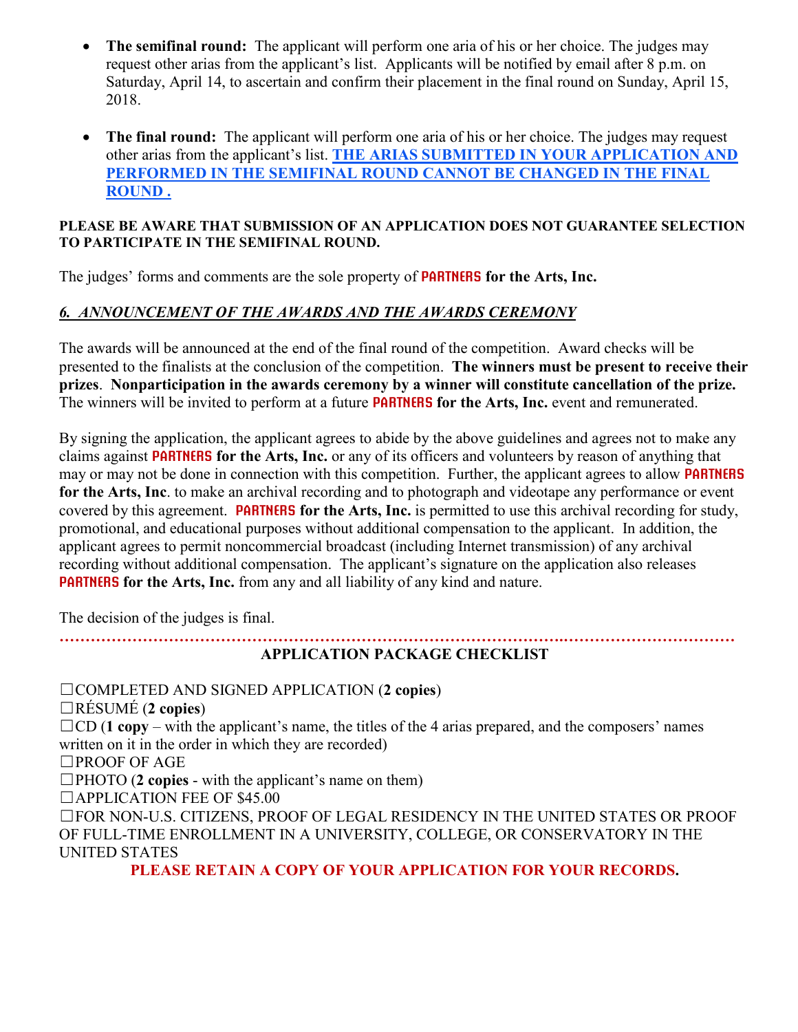- **The semifinal round:** The applicant will perform one aria of his or her choice. The judges may request other arias from the applicant's list. Applicants will be notified by email after 8 p.m. on Saturday, April 14, to ascertain and confirm their placement in the final round on Sunday, April 15, 2018.

- **The final round:** The applicant will perform one aria of his or her choice. The judges may request other arias from the applicant's list. **THE ARIAS SUBMITTED IN YOUR APPLICATION AND PERFORMED IN THE SEMIFINAL ROUND CANNOT BE CHANGED IN THE FINAL ROUND .**

**PLEASE BE AWARE THAT SUBMISSION OF AN APPLICATION DOES NOT GUARANTEE SELECTION TO PARTICIPATE IN THE SEMIFINAL ROUND.**

The judges' forms and comments are the sole property of **PARTNERS for the Arts, Inc.**

## *6. ANNOUNCEMENT OF THE AWARDS AND THE AWARDS CEREMONY*

The awards will be announced at the end of the final round of the competition. Award checks will be presented to the finalists at the conclusion of the competition. **The winners must be present to receive their prizes**. **Nonparticipation in the awards ceremony by a winner will constitute cancellation of the prize.** The winners will be invited to perform at a future **PARTNERS for the Arts, Inc.** event and remunerated.

By signing the application, the applicant agrees to abide by the above guidelines and agrees not to make any claims against **PARTNERS for the Arts, Inc.** or any of its officers and volunteers by reason of anything that may or may not be done in connection with this competition. Further, the applicant agrees to allow **PARTNERS for the Arts, Inc**. to make an archival recording and to photograph and videotape any performance or event covered by this agreement. **PARTNERS for the Arts, Inc.** is permitted to use this archival recording for study, promotional, and educational purposes without additional compensation to the applicant. In addition, the applicant agrees to permit noncommercial broadcast (including Internet transmission) of any archival recording without additional compensation. The applicant's signature on the application also releases **PARTNERS for the Arts, Inc.** from any and all liability of any kind and nature.

The decision of the judges is final.

---

**APPLICATION PACKAGE CHECKLIST**

☐COMPLETED AND SIGNED APPLICATION (**2 copies**)
☐RÉSUMÉ (**2 copies**)
☐CD (**1 copy** – with the applicant's name, the titles of the 4 arias prepared, and the composers' names written on it in the order in which they are recorded)
☐PROOF OF AGE
☐PHOTO (**2 copies** - with the applicant's name on them)
☐APPLICATION FEE OF $45.00
☐FOR NON-U.S. CITIZENS, PROOF OF LEGAL RESIDENCY IN THE UNITED STATES OR PROOF OF FULL-TIME ENROLLMENT IN A UNIVERSITY, COLLEGE, OR CONSERVATORY IN THE UNITED STATES

**PLEASE RETAIN A COPY OF YOUR APPLICATION FOR YOUR RECORDS.**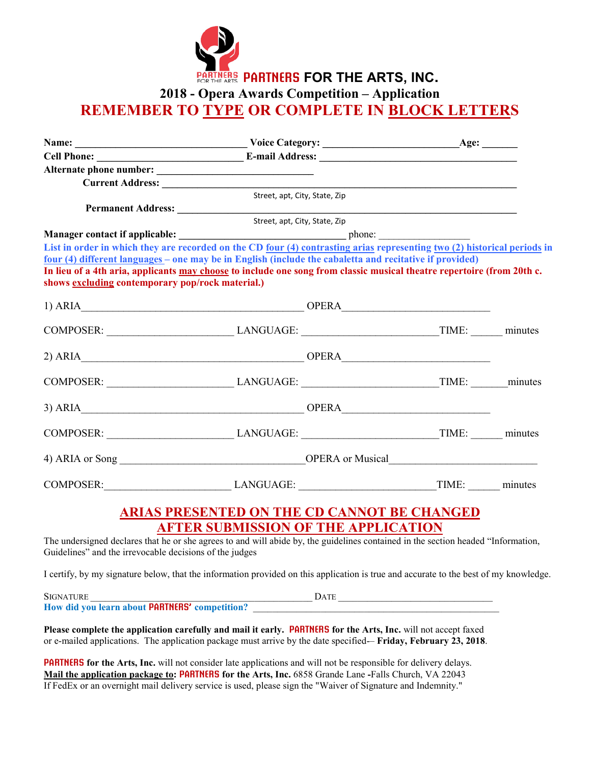# PARTNERS FOR THE ARTS, INC.

## 2018 - Opera Awards Competition – Application

## REMEMBER TO TYPE OR COMPLETE IN BLOCK LETTERS

**Name:** ______________________________ **Voice Category:** ________________________ **Age:** ______

**Cell Phone:** __________________________ **E-mail Address:** ___________________________________

**Alternate phone number:** ____________________________

**Current Address:** ______________________________________________________________

Street, apt, City, State, Zip

**Permanent Address:** ____________________________________________________________

Street, apt, City, State, Zip

**Manager contact if applicable:** ______________________________ phone: ________________

**List in order in which they are recorded on the CD four (4) contrasting arias representing two (2) historical periods in four (4) different languages – one may be in English (include the cabaletta and recitative if provided)**

**In lieu of a 4th aria, applicants may choose to include one song from classic musical theatre repertoire (from 20th c. shows excluding contemporary pop/rock material.)**

1) ARIA ________________________________________ OPERA __________________________

COMPOSER: ______________________ LANGUAGE: ________________________ TIME: _____ minutes

2) ARIA ________________________________________ OPERA __________________________

COMPOSER: ______________________ LANGUAGE: ________________________ TIME: ______ minutes

3) ARIA ________________________________________ OPERA __________________________

COMPOSER: ______________________ LANGUAGE: ________________________ TIME: _____ minutes

4) ARIA or Song _______________________________ OPERA or Musical __________________________

COMPOSER: ______________________ LANGUAGE: ________________________ TIME: _____ minutes

## ARIAS PRESENTED ON THE CD CANNOT BE CHANGED AFTER SUBMISSION OF THE APPLICATION

The undersigned declares that he or she agrees to and will abide by, the guidelines contained in the section headed "Information, Guidelines" and the irrevocable decisions of the judges

I certify, by my signature below, that the information provided on this application is true and accurate to the best of my knowledge.

SIGNATURE __________________________________________ DATE _____________________________

**How did you learn about PARTNERS' competition?** ______________________________________________

**Please complete the application carefully and mail it early. PARTNERS for the Arts, Inc.** will not accept faxed or e-mailed applications. The application package must arrive by the date specified-– **Friday, February 23, 2018**.

**PARTNERS for the Arts, Inc.** will not consider late applications and will not be responsible for delivery delays.

**Mail the application package to: PARTNERS for the Arts, Inc.** 6858 Grande Lane -Falls Church, VA 22043

If FedEx or an overnight mail delivery service is used, please sign the "Waiver of Signature and Indemnity."